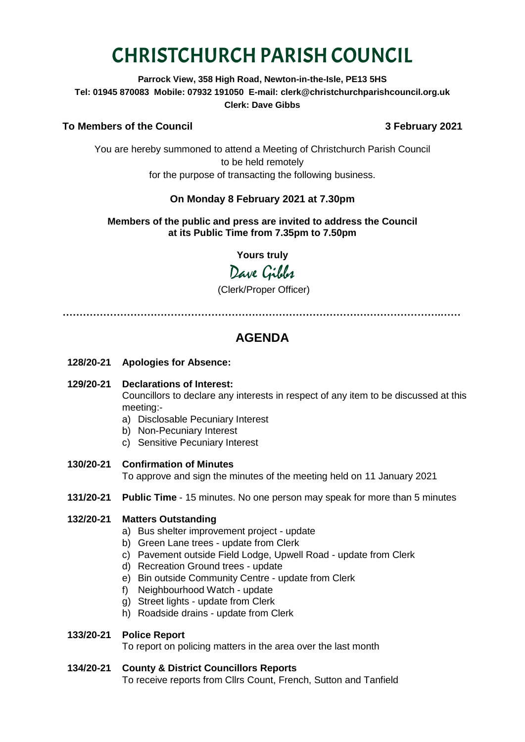# CHRISTCHURCH PARISH COUNCIL

**Parrock View, 358 High Road, Newton-in-the-Isle, PE13 5HS**
**Tel: 01945 870083 Mobile: 07932 191050 E-mail: clerk@christchurchparishcouncil.org.uk**
**Clerk: Dave Gibbs**

**To Members of the Council** **3 February 2021**

You are hereby summoned to attend a Meeting of Christchurch Parish Council to be held remotely for the purpose of transacting the following business.

**On Monday 8 February 2021 at 7.30pm**

**Members of the public and press are invited to address the Council at its Public Time from 7.35pm to 7.50pm**

**Yours truly**

Dave Gibbs

(Clerk/Proper Officer)

---

## AGENDA

**128/20-21 Apologies for Absence:**

**129/20-21 Declarations of Interest:**
Councillors to declare any interests in respect of any item to be discussed at this meeting:-

a) Disclosable Pecuniary Interest
b) Non-Pecuniary Interest
c) Sensitive Pecuniary Interest

**130/20-21 Confirmation of Minutes**
To approve and sign the minutes of the meeting held on 11 January 2021

**131/20-21 Public Time** - 15 minutes. No one person may speak for more than 5 minutes

**132/20-21 Matters Outstanding**

a) Bus shelter improvement project - update
b) Green Lane trees - update from Clerk
c) Pavement outside Field Lodge, Upwell Road - update from Clerk
d) Recreation Ground trees - update
e) Bin outside Community Centre - update from Clerk
f) Neighbourhood Watch - update
g) Street lights - update from Clerk
h) Roadside drains - update from Clerk

**133/20-21 Police Report**
To report on policing matters in the area over the last month

**134/20-21 County & District Councillors Reports**
To receive reports from Cllrs Count, French, Sutton and Tanfield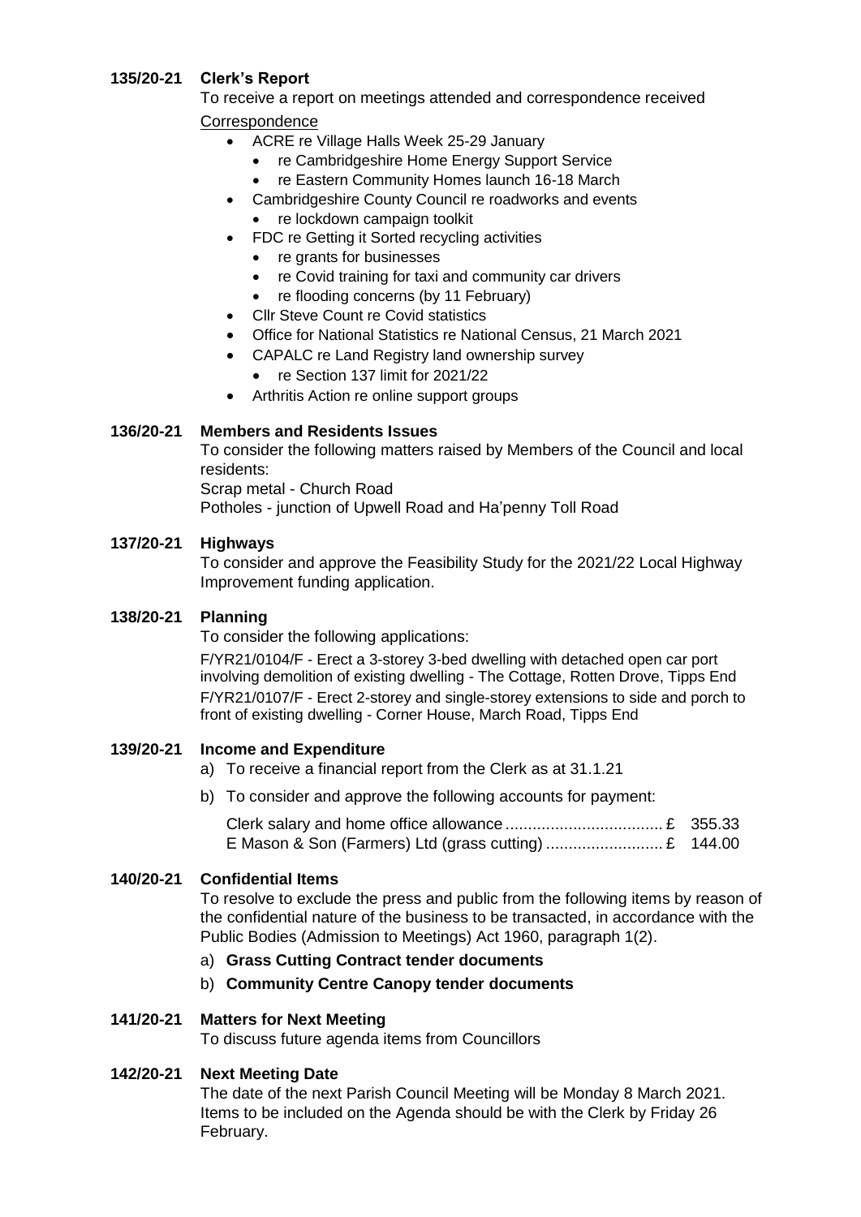**135/20-21 Clerk's Report**

To receive a report on meetings attended and correspondence received

Correspondence

- ACRE re Village Halls Week 25-29 January
  - re Cambridgeshire Home Energy Support Service
  - re Eastern Community Homes launch 16-18 March
- Cambridgeshire County Council re roadworks and events
  - re lockdown campaign toolkit
- FDC re Getting it Sorted recycling activities
  - re grants for businesses
  - re Covid training for taxi and community car drivers
  - re flooding concerns (by 11 February)
- Cllr Steve Count re Covid statistics
- Office for National Statistics re National Census, 21 March 2021
- CAPALC re Land Registry land ownership survey
  - re Section 137 limit for 2021/22
- Arthritis Action re online support groups

**136/20-21 Members and Residents Issues**

To consider the following matters raised by Members of the Council and local residents:

Scrap metal - Church Road

Potholes - junction of Upwell Road and Ha'penny Toll Road

**137/20-21 Highways**

To consider and approve the Feasibility Study for the 2021/22 Local Highway Improvement funding application.

**138/20-21 Planning**

To consider the following applications:

F/YR21/0104/F - Erect a 3-storey 3-bed dwelling with detached open car port involving demolition of existing dwelling - The Cottage, Rotten Drove, Tipps End

F/YR21/0107/F - Erect 2-storey and single-storey extensions to side and porch to front of existing dwelling - Corner House, March Road, Tipps End

**139/20-21 Income and Expenditure**

a) To receive a financial report from the Clerk as at 31.1.21

b) To consider and approve the following accounts for payment:

Clerk salary and home office allowance .................................. £ 355.33

E Mason & Son (Farmers) Ltd (grass cutting) .......................... £ 144.00

**140/20-21 Confidential Items**

To resolve to exclude the press and public from the following items by reason of the confidential nature of the business to be transacted, in accordance with the Public Bodies (Admission to Meetings) Act 1960, paragraph 1(2).

a) **Grass Cutting Contract tender documents**

b) **Community Centre Canopy tender documents**

**141/20-21 Matters for Next Meeting**

To discuss future agenda items from Councillors

**142/20-21 Next Meeting Date**

The date of the next Parish Council Meeting will be Monday 8 March 2021. Items to be included on the Agenda should be with the Clerk by Friday 26 February.